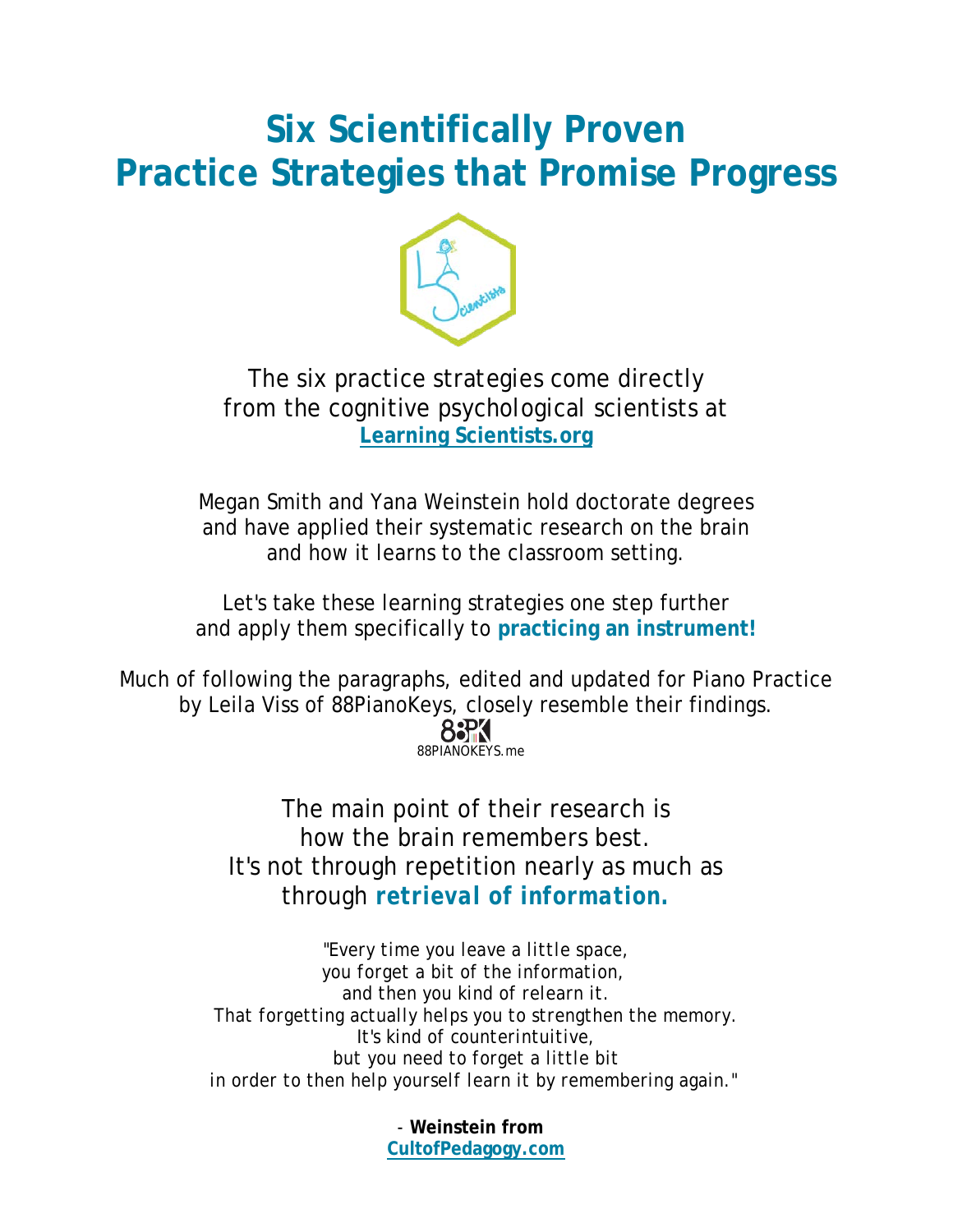# Six Scientifically Proven Practice Strategies that Promise Progress

The six practice strategies come directly from the cognitive psychological scientists at **Learning Scientists.org**

Megan Smith and Yana Weinstein hold doctorate degrees and have applied their systematic research on the brain and how it learns to the classroom setting.

Let's take these learning strategies one step further and apply them specifically to **practicing an instrument!**

Much of following the paragraphs, edited and updated for Piano Practice by Leila Viss of 88PianoKeys, closely resemble their findings.

88PIANOKEYS.me

The main point of their research is how the brain remembers best. It's not through repetition nearly as much as through ***retrieval of information.***

*"Every time you leave a little space, you forget a bit of the information, and then you kind of relearn it. That forgetting actually helps you to strengthen the memory. It's kind of counterintuitive, but you need to forget a little bit in order to then help yourself learn it by remembering again."*

\- **Weinstein from CultofPedagogy.com**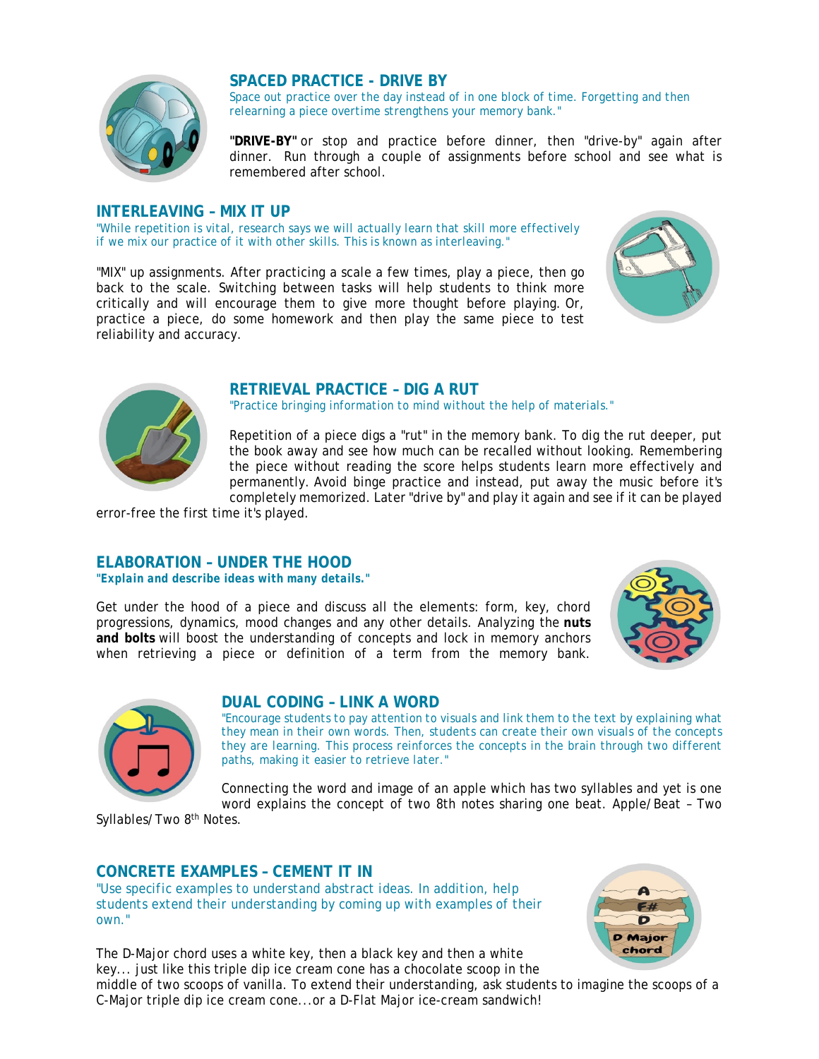## SPACED PRACTICE - DRIVE BY

Space out practice over the day instead of in one block of time. Forgetting and then relearning a piece overtime strengthens your memory bank."

**"DRIVE-BY"** or stop and practice before dinner, then "drive-by" again after dinner. Run through a couple of assignments before school and see what is remembered after school.

## INTERLEAVING – MIX IT UP

"While repetition is vital, research says we will actually learn that skill more effectively if we mix our practice of it with other skills. This is known as interleaving."

"MIX" up assignments. After practicing a scale a few times, play a piece, then go back to the scale. Switching between tasks will help students to think more critically and will encourage them to give more thought before playing. Or, practice a piece, do some homework and then play the same piece to test reliability and accuracy.

## RETRIEVAL PRACTICE – DIG A RUT

"Practice bringing information to mind without the help of materials."

Repetition of a piece digs a "rut" in the memory bank. To dig the rut deeper, put the book away and see how much can be recalled without looking. Remembering the piece without reading the score helps students learn more effectively and permanently. Avoid binge practice and instead, put away the music before it's completely memorized. Later "drive by" and play it again and see if it can be played error-free the first time it's played.

## ELABORATION – UNDER THE HOOD

***"Explain and describe ideas with many details."***

Get under the hood of a piece and discuss all the elements: form, key, chord progressions, dynamics, mood changes and any other details. Analyzing the **nuts and bolts** will boost the understanding of concepts and lock in memory anchors when retrieving a piece or definition of a term from the memory bank.

## DUAL CODING – LINK A WORD

"Encourage students to pay attention to visuals and link them to the text by explaining what they mean in their own words. Then, students can create their own visuals of the concepts they are learning. This process reinforces the concepts in the brain through two different paths, making it easier to retrieve later."

Connecting the word and image of an apple which has two syllables and yet is one word explains the concept of two 8th notes sharing one beat. Apple/Beat – Two Syllables/Two 8th Notes.

## CONCRETE EXAMPLES – CEMENT IT IN

"Use specific examples to understand abstract ideas. In addition, help students extend their understanding by coming up with examples of their own."

The D-Major chord uses a white key, then a black key and then a white key... just like this triple dip ice cream cone has a chocolate scoop in the middle of two scoops of vanilla. To extend their understanding, ask students to imagine the scoops of a C-Major triple dip ice cream cone...or a D-Flat Major ice-cream sandwich!